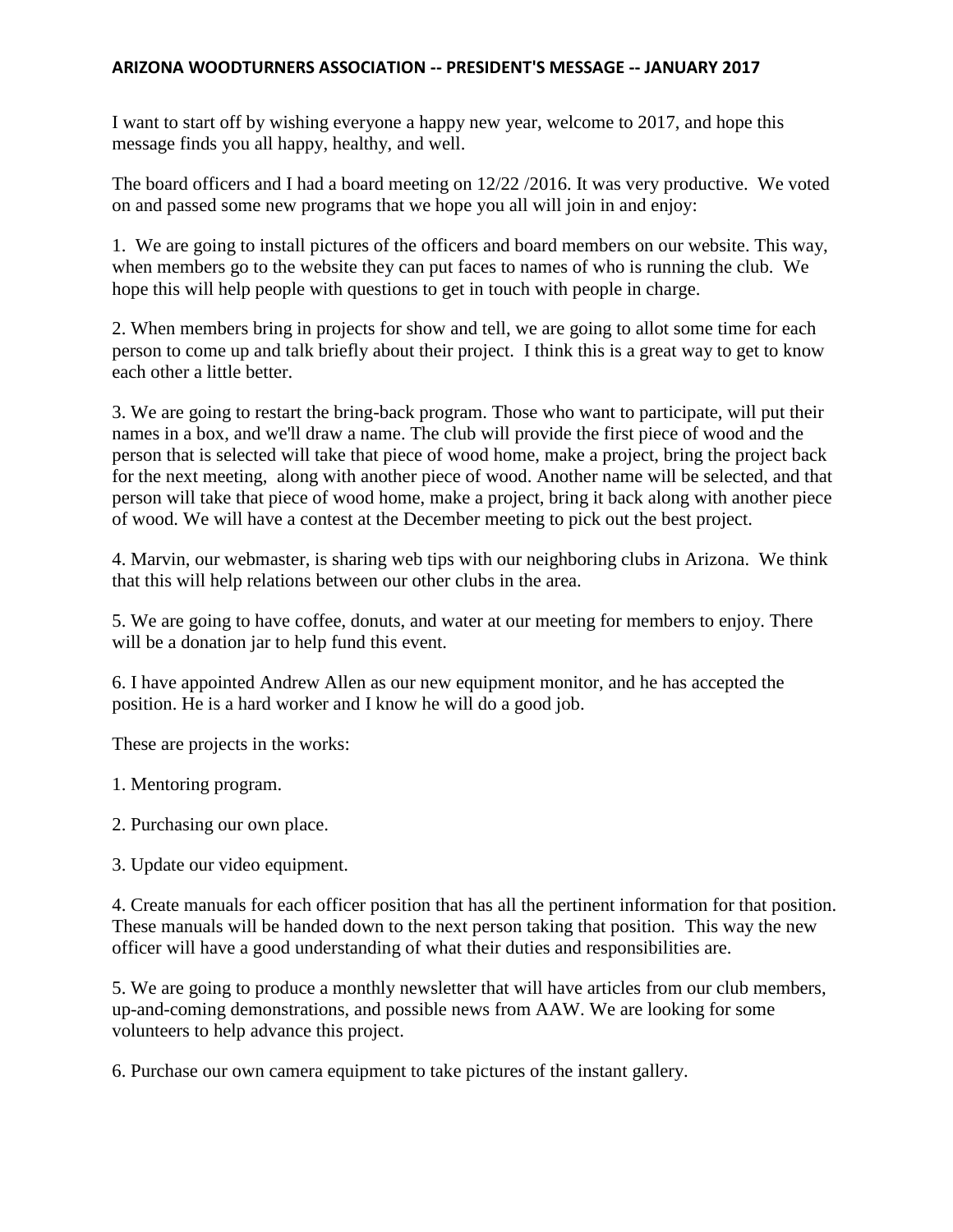# ARIZONA WOODTURNERS ASSOCIATION -- PRESIDENT'S MESSAGE -- JANUARY 2017

I want to start off by wishing everyone a happy new year, welcome to 2017, and hope this message finds you all happy, healthy, and well.

The board officers and I had a board meeting on 12/22 /2016. It was very productive. We voted on and passed some new programs that we hope you all will join in and enjoy:

1. We are going to install pictures of the officers and board members on our website. This way, when members go to the website they can put faces to names of who is running the club. We hope this will help people with questions to get in touch with people in charge.

2. When members bring in projects for show and tell, we are going to allot some time for each person to come up and talk briefly about their project. I think this is a great way to get to know each other a little better.

3. We are going to restart the bring-back program. Those who want to participate, will put their names in a box, and we'll draw a name. The club will provide the first piece of wood and the person that is selected will take that piece of wood home, make a project, bring the project back for the next meeting, along with another piece of wood. Another name will be selected, and that person will take that piece of wood home, make a project, bring it back along with another piece of wood. We will have a contest at the December meeting to pick out the best project.

4. Marvin, our webmaster, is sharing web tips with our neighboring clubs in Arizona. We think that this will help relations between our other clubs in the area.

5. We are going to have coffee, donuts, and water at our meeting for members to enjoy. There will be a donation jar to help fund this event.

6. I have appointed Andrew Allen as our new equipment monitor, and he has accepted the position. He is a hard worker and I know he will do a good job.

These are projects in the works:

1. Mentoring program.

2. Purchasing our own place.

3. Update our video equipment.

4. Create manuals for each officer position that has all the pertinent information for that position. These manuals will be handed down to the next person taking that position. This way the new officer will have a good understanding of what their duties and responsibilities are.

5. We are going to produce a monthly newsletter that will have articles from our club members, up-and-coming demonstrations, and possible news from AAW. We are looking for some volunteers to help advance this project.

6. Purchase our own camera equipment to take pictures of the instant gallery.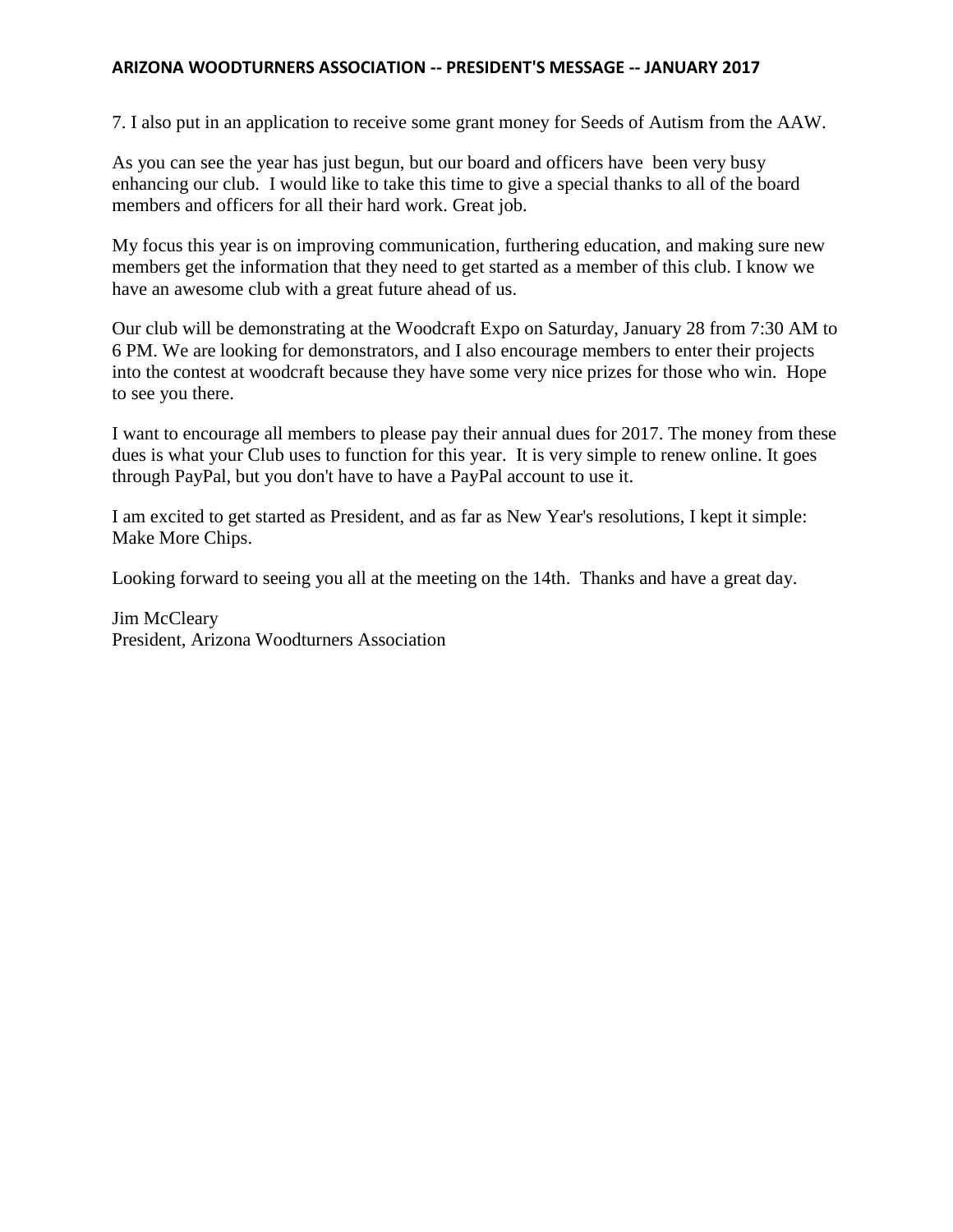7. I also put in an application to receive some grant money for Seeds of Autism from the AAW.

As you can see the year has just begun, but our board and officers have been very busy enhancing our club. I would like to take this time to give a special thanks to all of the board members and officers for all their hard work. Great job.

My focus this year is on improving communication, furthering education, and making sure new members get the information that they need to get started as a member of this club. I know we have an awesome club with a great future ahead of us.

Our club will be demonstrating at the Woodcraft Expo on Saturday, January 28 from 7:30 AM to 6 PM. We are looking for demonstrators, and I also encourage members to enter their projects into the contest at woodcraft because they have some very nice prizes for those who win. Hope to see you there.

I want to encourage all members to please pay their annual dues for 2017. The money from these dues is what your Club uses to function for this year. It is very simple to renew online. It goes through PayPal, but you don't have to have a PayPal account to use it.

I am excited to get started as President, and as far as New Year's resolutions, I kept it simple: Make More Chips.

Looking forward to seeing you all at the meeting on the 14th. Thanks and have a great day.

Jim McCleary
President, Arizona Woodturners Association